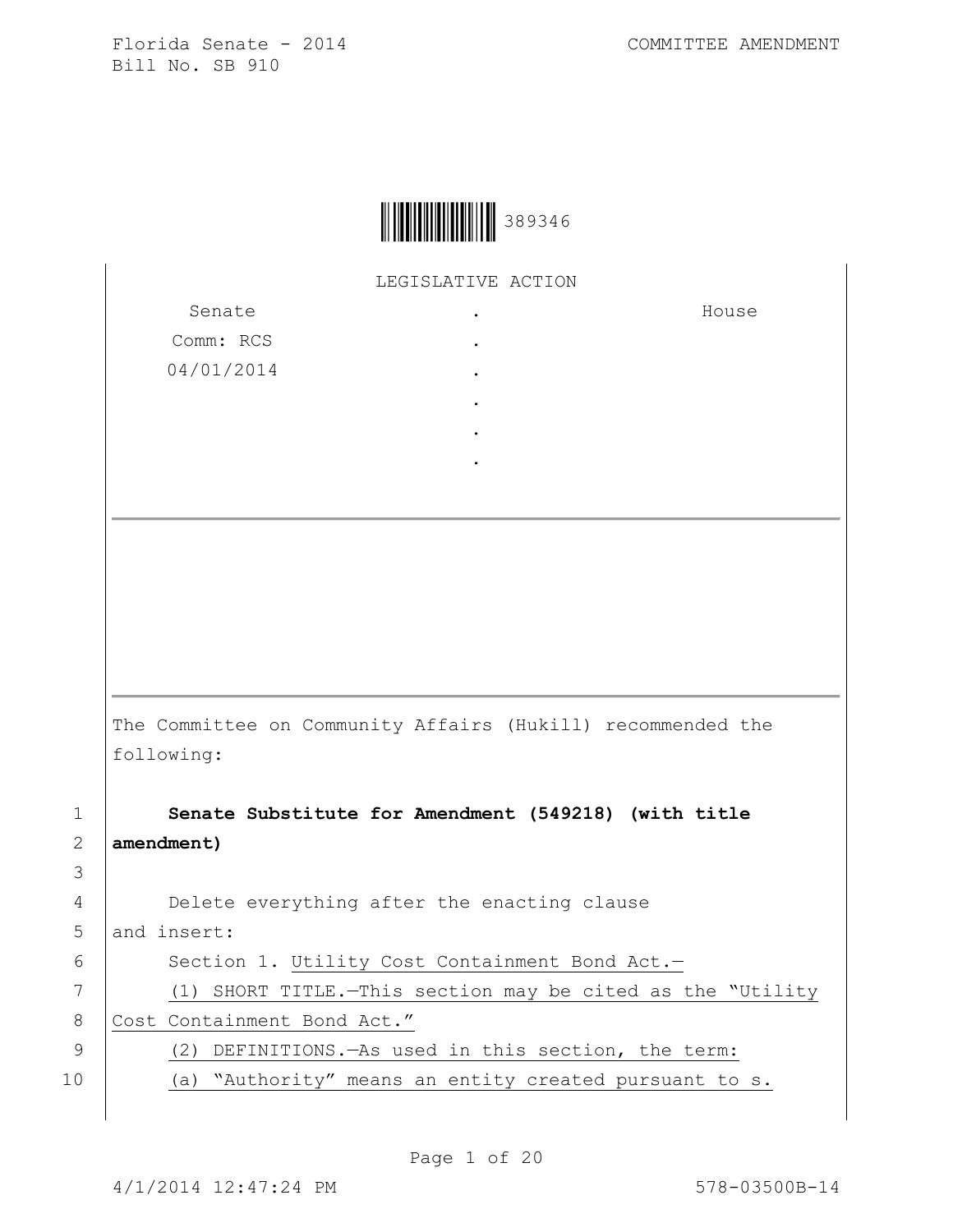Florida Senate - 2014 COMMITTEE AMENDMENT
Bill No. SB 910

389346

LEGISLATIVE ACTION

| Senate | . | House |
|---|---|---|
| Comm: RCS | . | |
| 04/01/2014 | . | |
| | . | |
| | . | |
| | . | |

---

The Committee on Community Affairs (Hukill) recommended the following:

1 **Senate Substitute for Amendment (549218) (with title**
2 **amendment)**
3
4 Delete everything after the enacting clause
5 and insert:
6 Section 1. Utility Cost Containment Bond Act.—
7 (1) SHORT TITLE.—This section may be cited as the "Utility
8 Cost Containment Bond Act."
9 (2) DEFINITIONS.—As used in this section, the term:
10 (a) "Authority" means an entity created pursuant to s.

4/1/2014 12:47:24 PM 578-03500B-14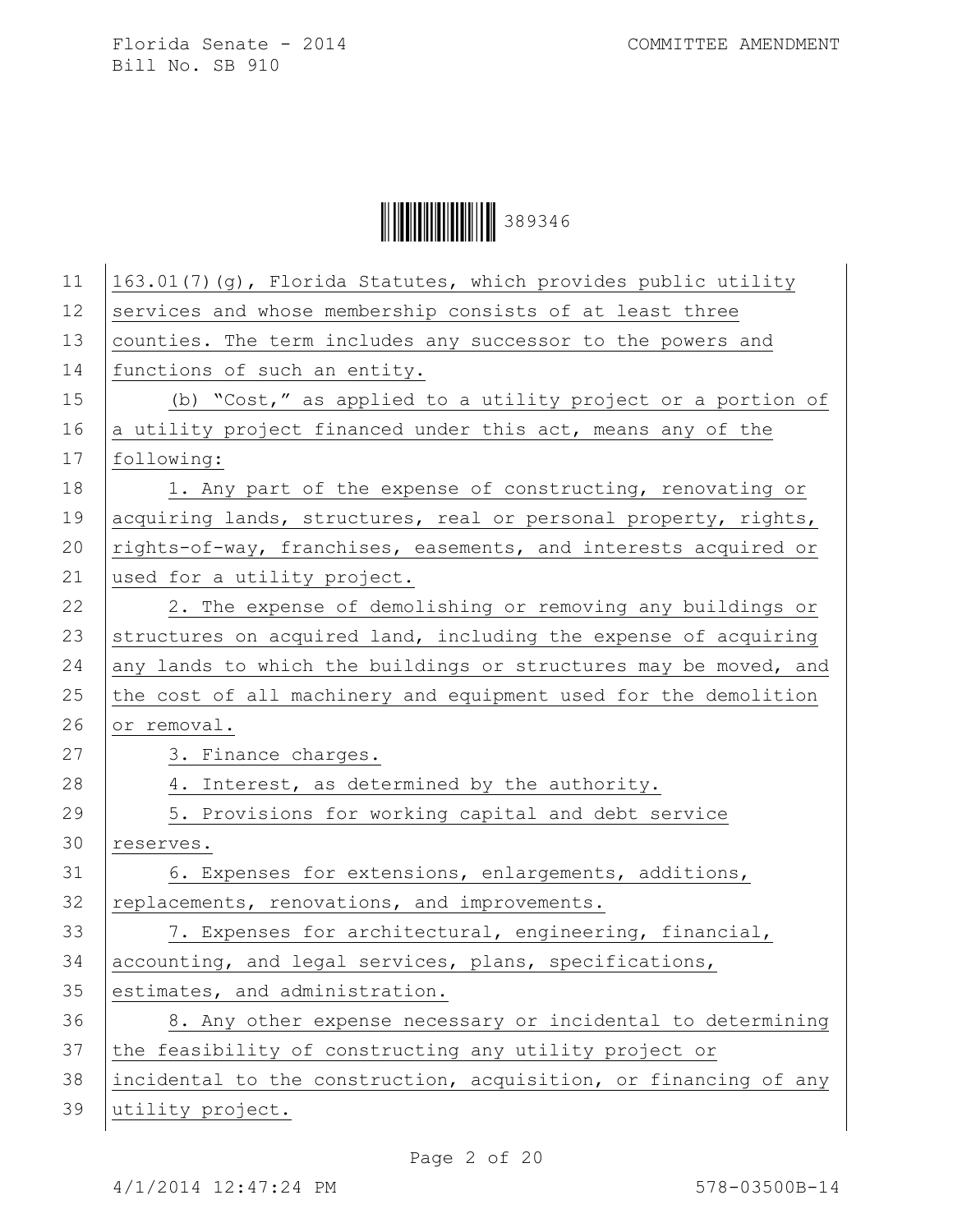163.01(7)(g), Florida Statutes, which provides public utility services and whose membership consists of at least three counties. The term includes any successor to the powers and functions of such an entity.

(b) "Cost," as applied to a utility project or a portion of a utility project financed under this act, means any of the following:

1. Any part of the expense of constructing, renovating or acquiring lands, structures, real or personal property, rights, rights-of-way, franchises, easements, and interests acquired or used for a utility project.

2. The expense of demolishing or removing any buildings or structures on acquired land, including the expense of acquiring any lands to which the buildings or structures may be moved, and the cost of all machinery and equipment used for the demolition or removal.

3. Finance charges.

4. Interest, as determined by the authority.

5. Provisions for working capital and debt service reserves.

6. Expenses for extensions, enlargements, additions, replacements, renovations, and improvements.

7. Expenses for architectural, engineering, financial, accounting, and legal services, plans, specifications, estimates, and administration.

8. Any other expense necessary or incidental to determining the feasibility of constructing any utility project or incidental to the construction, acquisition, or financing of any utility project.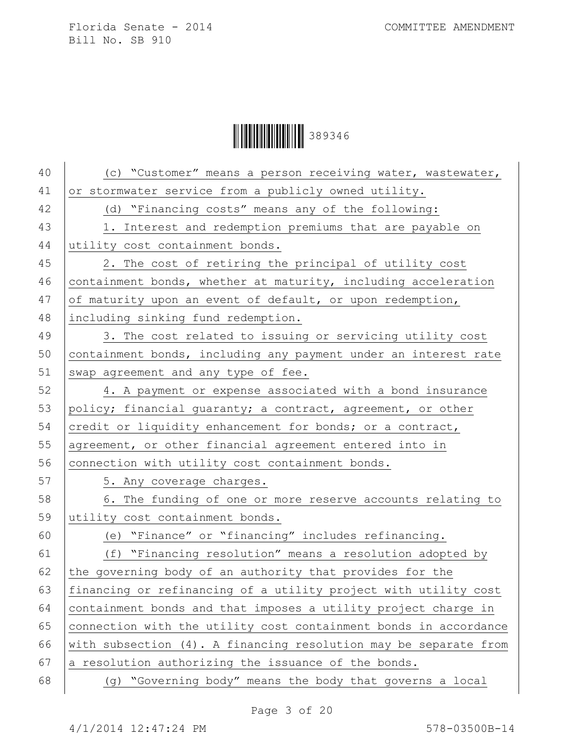(c) "Customer" means a person receiving water, wastewater, or stormwater service from a publicly owned utility.

(d) "Financing costs" means any of the following:

1. Interest and redemption premiums that are payable on utility cost containment bonds.

2. The cost of retiring the principal of utility cost containment bonds, whether at maturity, including acceleration of maturity upon an event of default, or upon redemption, including sinking fund redemption.

3. The cost related to issuing or servicing utility cost containment bonds, including any payment under an interest rate swap agreement and any type of fee.

4. A payment or expense associated with a bond insurance policy; financial guaranty; a contract, agreement, or other credit or liquidity enhancement for bonds; or a contract, agreement, or other financial agreement entered into in connection with utility cost containment bonds.

5. Any coverage charges.

6. The funding of one or more reserve accounts relating to utility cost containment bonds.

(e) "Finance" or "financing" includes refinancing.

(f) "Financing resolution" means a resolution adopted by the governing body of an authority that provides for the financing or refinancing of a utility project with utility cost containment bonds and that imposes a utility project charge in connection with the utility cost containment bonds in accordance with subsection (4). A financing resolution may be separate from a resolution authorizing the issuance of the bonds.

(g) "Governing body" means the body that governs a local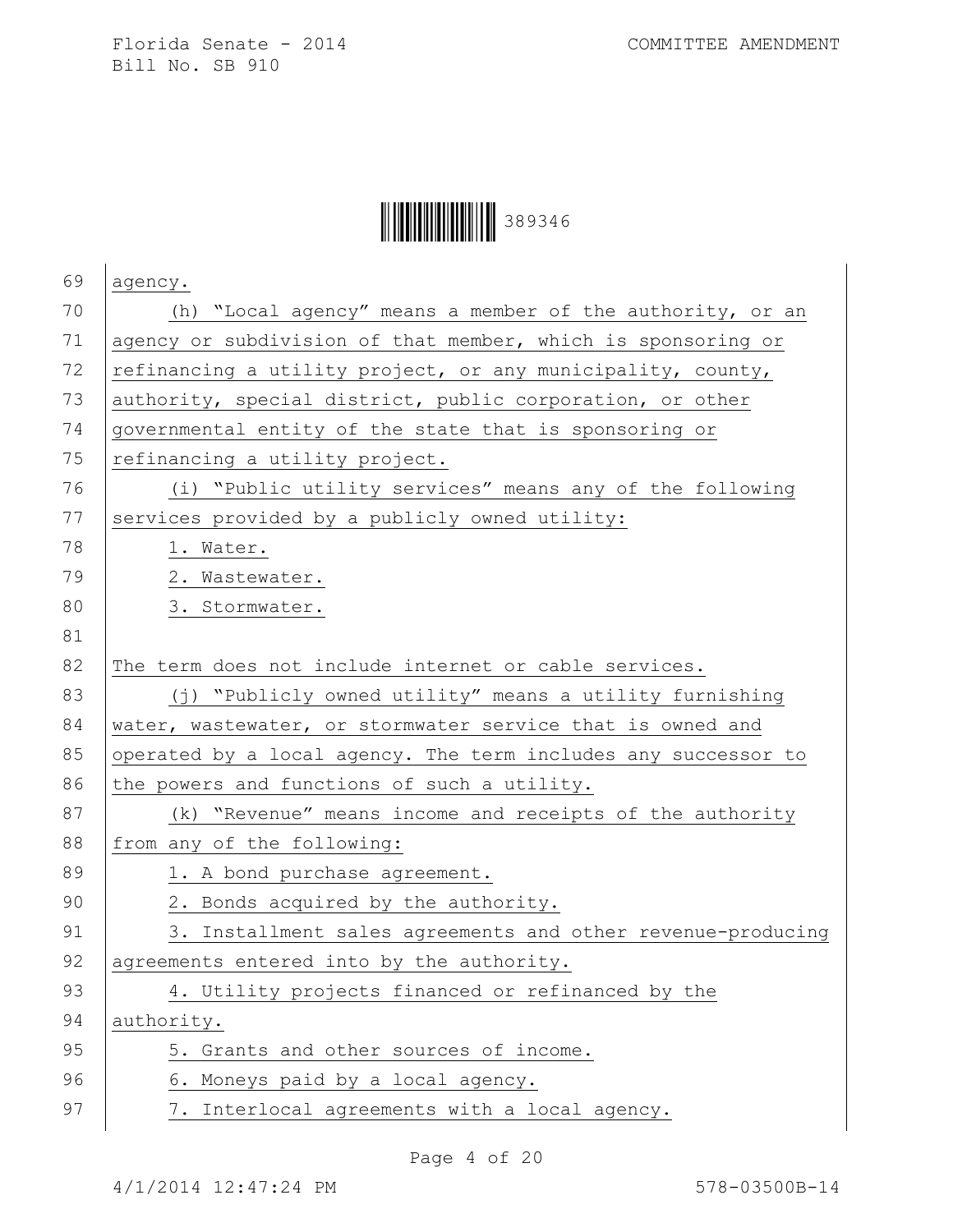agency.

(h) “Local agency” means a member of the authority, or an agency or subdivision of that member, which is sponsoring or refinancing a utility project, or any municipality, county, authority, special district, public corporation, or other governmental entity of the state that is sponsoring or refinancing a utility project.

(i) “Public utility services” means any of the following services provided by a publicly owned utility:

1. Water.
2. Wastewater.
3. Stormwater.

The term does not include internet or cable services.

(j) “Publicly owned utility” means a utility furnishing water, wastewater, or stormwater service that is owned and operated by a local agency. The term includes any successor to the powers and functions of such a utility.

(k) “Revenue” means income and receipts of the authority from any of the following:

1. A bond purchase agreement.
2. Bonds acquired by the authority.
3. Installment sales agreements and other revenue-producing agreements entered into by the authority.
4. Utility projects financed or refinanced by the authority.
5. Grants and other sources of income.
6. Moneys paid by a local agency.
7. Interlocal agreements with a local agency.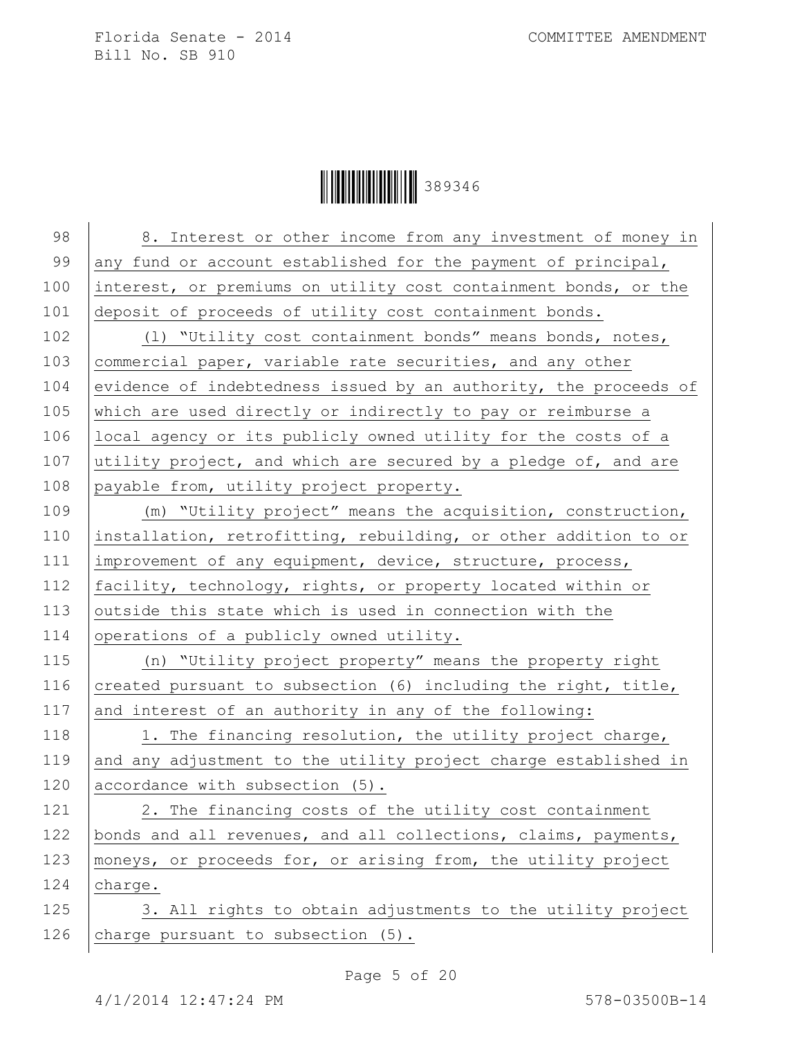8. Interest or other income from any investment of money in any fund or account established for the payment of principal, interest, or premiums on utility cost containment bonds, or the deposit of proceeds of utility cost containment bonds.

(l) "Utility cost containment bonds" means bonds, notes, commercial paper, variable rate securities, and any other evidence of indebtedness issued by an authority, the proceeds of which are used directly or indirectly to pay or reimburse a local agency or its publicly owned utility for the costs of a utility project, and which are secured by a pledge of, and are payable from, utility project property.

(m) "Utility project" means the acquisition, construction, installation, retrofitting, rebuilding, or other addition to or improvement of any equipment, device, structure, process, facility, technology, rights, or property located within or outside this state which is used in connection with the operations of a publicly owned utility.

(n) "Utility project property" means the property right created pursuant to subsection (6) including the right, title, and interest of an authority in any of the following:

1. The financing resolution, the utility project charge, and any adjustment to the utility project charge established in accordance with subsection (5).

2. The financing costs of the utility cost containment bonds and all revenues, and all collections, claims, payments, moneys, or proceeds for, or arising from, the utility project charge.

3. All rights to obtain adjustments to the utility project charge pursuant to subsection (5).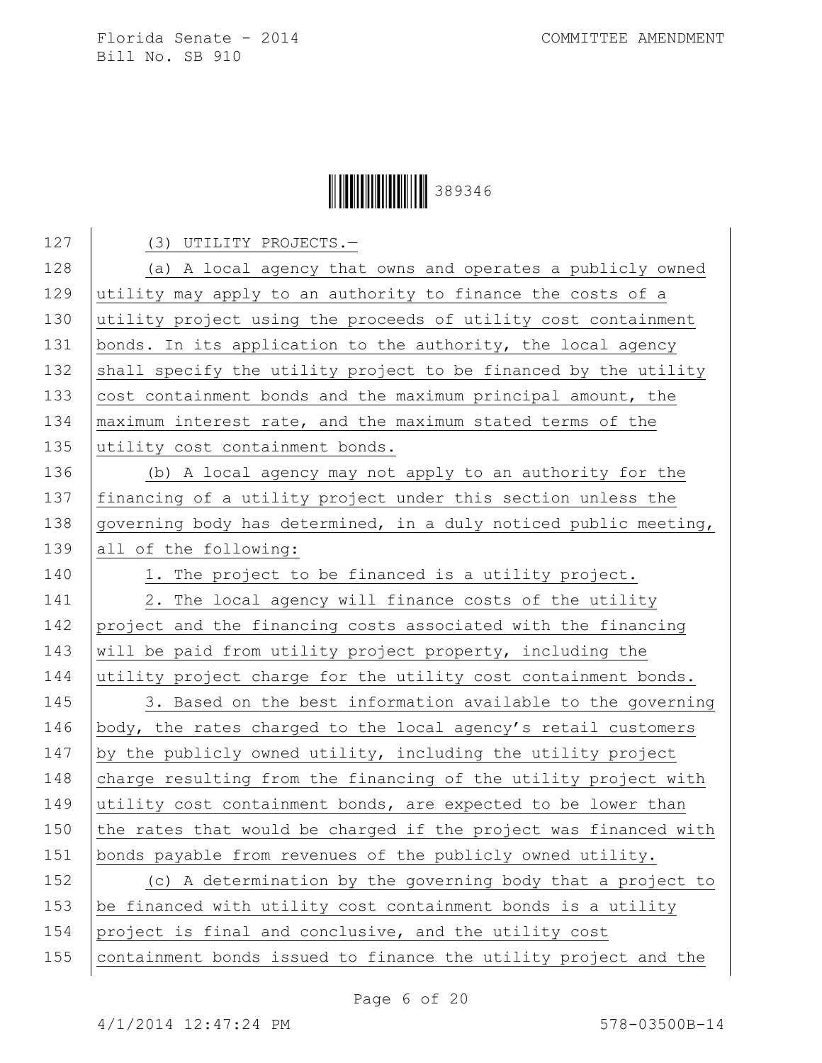(3) UTILITY PROJECTS.—

(a) A local agency that owns and operates a publicly owned utility may apply to an authority to finance the costs of a utility project using the proceeds of utility cost containment bonds. In its application to the authority, the local agency shall specify the utility project to be financed by the utility cost containment bonds and the maximum principal amount, the maximum interest rate, and the maximum stated terms of the utility cost containment bonds.

(b) A local agency may not apply to an authority for the financing of a utility project under this section unless the governing body has determined, in a duly noticed public meeting, all of the following:

1. The project to be financed is a utility project.

2. The local agency will finance costs of the utility project and the financing costs associated with the financing will be paid from utility project property, including the utility project charge for the utility cost containment bonds.

3. Based on the best information available to the governing body, the rates charged to the local agency's retail customers by the publicly owned utility, including the utility project charge resulting from the financing of the utility project with utility cost containment bonds, are expected to be lower than the rates that would be charged if the project was financed with bonds payable from revenues of the publicly owned utility.

(c) A determination by the governing body that a project to be financed with utility cost containment bonds is a utility project is final and conclusive, and the utility cost containment bonds issued to finance the utility project and the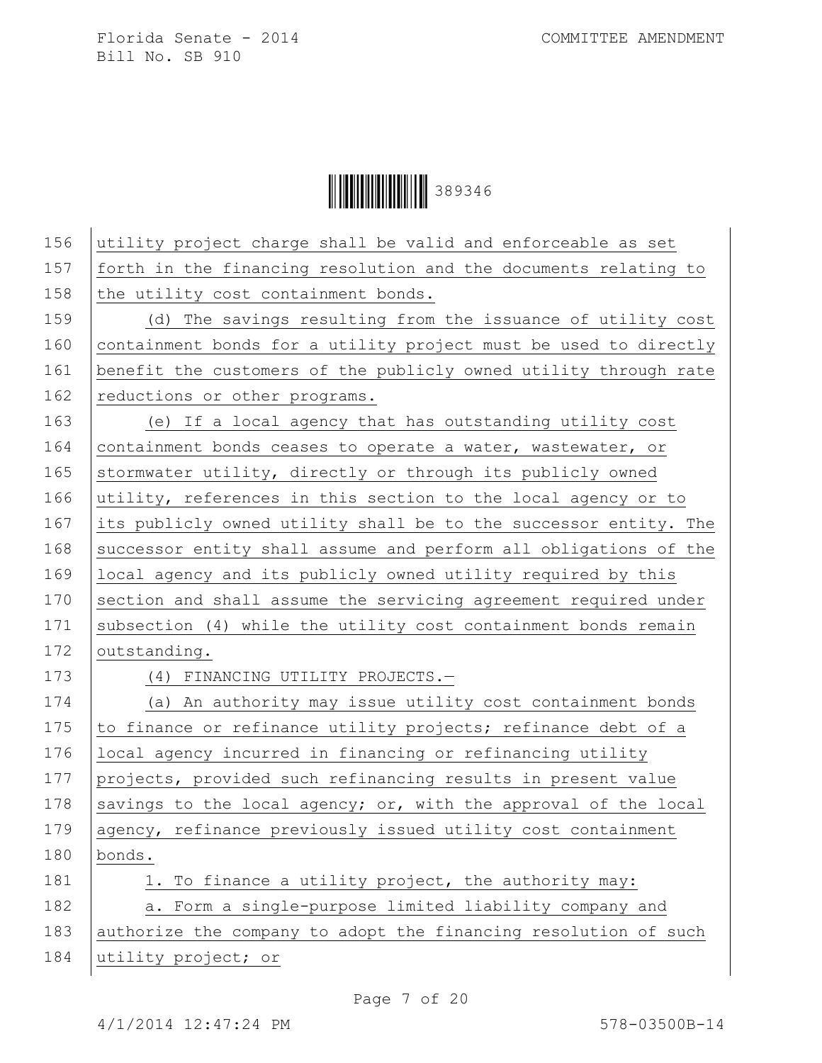utility project charge shall be valid and enforceable as set forth in the financing resolution and the documents relating to the utility cost containment bonds.

(d) The savings resulting from the issuance of utility cost containment bonds for a utility project must be used to directly benefit the customers of the publicly owned utility through rate reductions or other programs.

(e) If a local agency that has outstanding utility cost containment bonds ceases to operate a water, wastewater, or stormwater utility, directly or through its publicly owned utility, references in this section to the local agency or to its publicly owned utility shall be to the successor entity. The successor entity shall assume and perform all obligations of the local agency and its publicly owned utility required by this section and shall assume the servicing agreement required under subsection (4) while the utility cost containment bonds remain outstanding.

(4) FINANCING UTILITY PROJECTS.—

(a) An authority may issue utility cost containment bonds to finance or refinance utility projects; refinance debt of a local agency incurred in financing or refinancing utility projects, provided such refinancing results in present value savings to the local agency; or, with the approval of the local agency, refinance previously issued utility cost containment bonds.

1. To finance a utility project, the authority may:

a. Form a single-purpose limited liability company and authorize the company to adopt the financing resolution of such utility project; or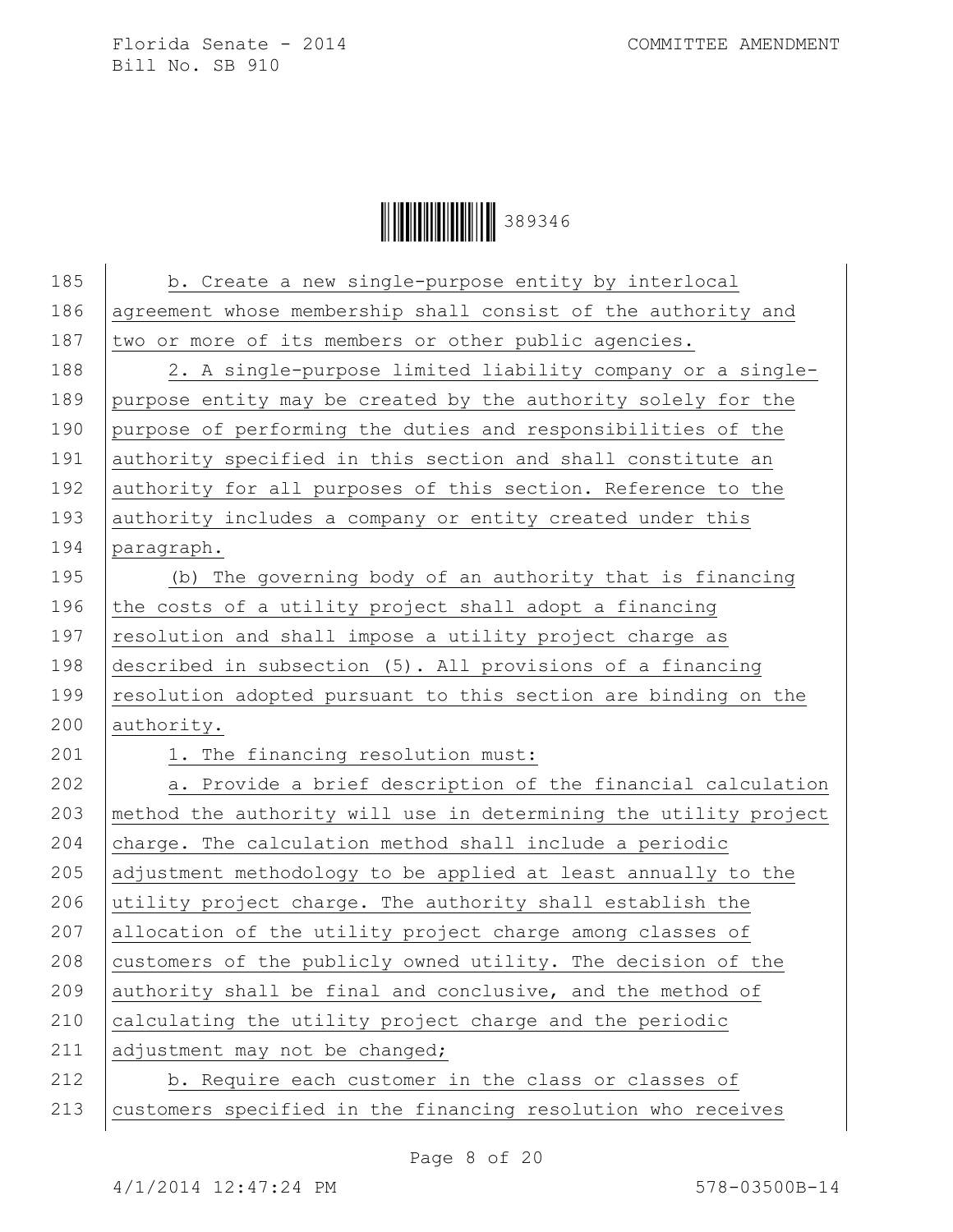b. Create a new single-purpose entity by interlocal agreement whose membership shall consist of the authority and two or more of its members or other public agencies.

2. A single-purpose limited liability company or a single-purpose entity may be created by the authority solely for the purpose of performing the duties and responsibilities of the authority specified in this section and shall constitute an authority for all purposes of this section. Reference to the authority includes a company or entity created under this paragraph.

(b) The governing body of an authority that is financing the costs of a utility project shall adopt a financing resolution and shall impose a utility project charge as described in subsection (5). All provisions of a financing resolution adopted pursuant to this section are binding on the authority.

1. The financing resolution must:

a. Provide a brief description of the financial calculation method the authority will use in determining the utility project charge. The calculation method shall include a periodic adjustment methodology to be applied at least annually to the utility project charge. The authority shall establish the allocation of the utility project charge among classes of customers of the publicly owned utility. The decision of the authority shall be final and conclusive, and the method of calculating the utility project charge and the periodic adjustment may not be changed;

b. Require each customer in the class or classes of customers specified in the financing resolution who receives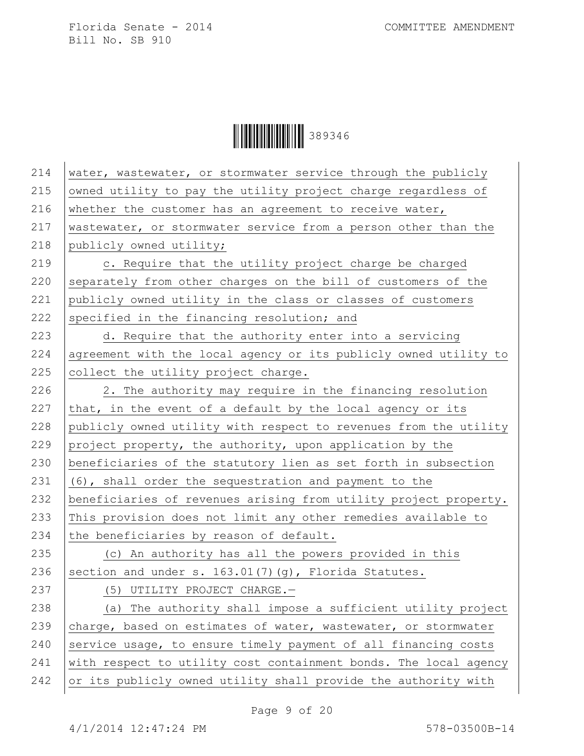water, wastewater, or stormwater service through the publicly owned utility to pay the utility project charge regardless of whether the customer has an agreement to receive water, wastewater, or stormwater service from a person other than the publicly owned utility;

c. Require that the utility project charge be charged separately from other charges on the bill of customers of the publicly owned utility in the class or classes of customers specified in the financing resolution; and

d. Require that the authority enter into a servicing agreement with the local agency or its publicly owned utility to collect the utility project charge.

2. The authority may require in the financing resolution that, in the event of a default by the local agency or its publicly owned utility with respect to revenues from the utility project property, the authority, upon application by the beneficiaries of the statutory lien as set forth in subsection (6), shall order the sequestration and payment to the beneficiaries of revenues arising from utility project property. This provision does not limit any other remedies available to the beneficiaries by reason of default.

(c) An authority has all the powers provided in this section and under s. 163.01(7)(g), Florida Statutes.

(5) UTILITY PROJECT CHARGE.—

(a) The authority shall impose a sufficient utility project charge, based on estimates of water, wastewater, or stormwater service usage, to ensure timely payment of all financing costs with respect to utility cost containment bonds. The local agency or its publicly owned utility shall provide the authority with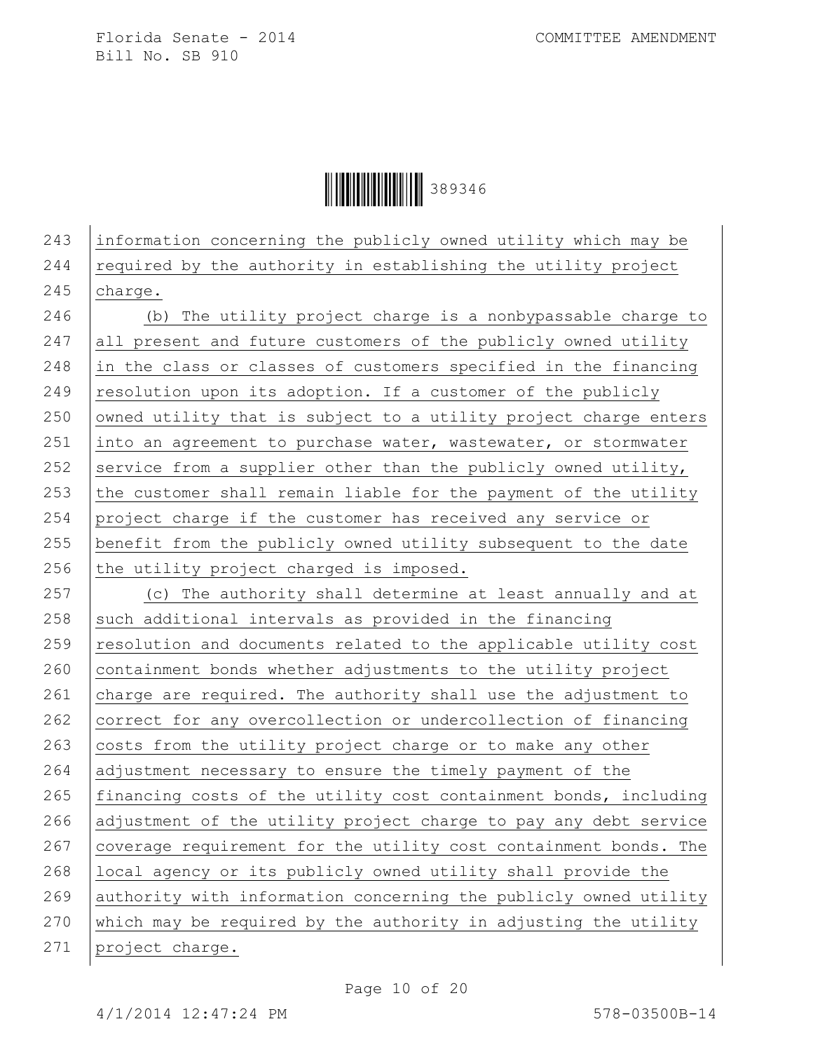information concerning the publicly owned utility which may be required by the authority in establishing the utility project charge.

(b) The utility project charge is a nonbypassable charge to all present and future customers of the publicly owned utility in the class or classes of customers specified in the financing resolution upon its adoption. If a customer of the publicly owned utility that is subject to a utility project charge enters into an agreement to purchase water, wastewater, or stormwater service from a supplier other than the publicly owned utility, the customer shall remain liable for the payment of the utility project charge if the customer has received any service or benefit from the publicly owned utility subsequent to the date the utility project charged is imposed.

(c) The authority shall determine at least annually and at such additional intervals as provided in the financing resolution and documents related to the applicable utility cost containment bonds whether adjustments to the utility project charge are required. The authority shall use the adjustment to correct for any overcollection or undercollection of financing costs from the utility project charge or to make any other adjustment necessary to ensure the timely payment of the financing costs of the utility cost containment bonds, including adjustment of the utility project charge to pay any debt service coverage requirement for the utility cost containment bonds. The local agency or its publicly owned utility shall provide the authority with information concerning the publicly owned utility which may be required by the authority in adjusting the utility project charge.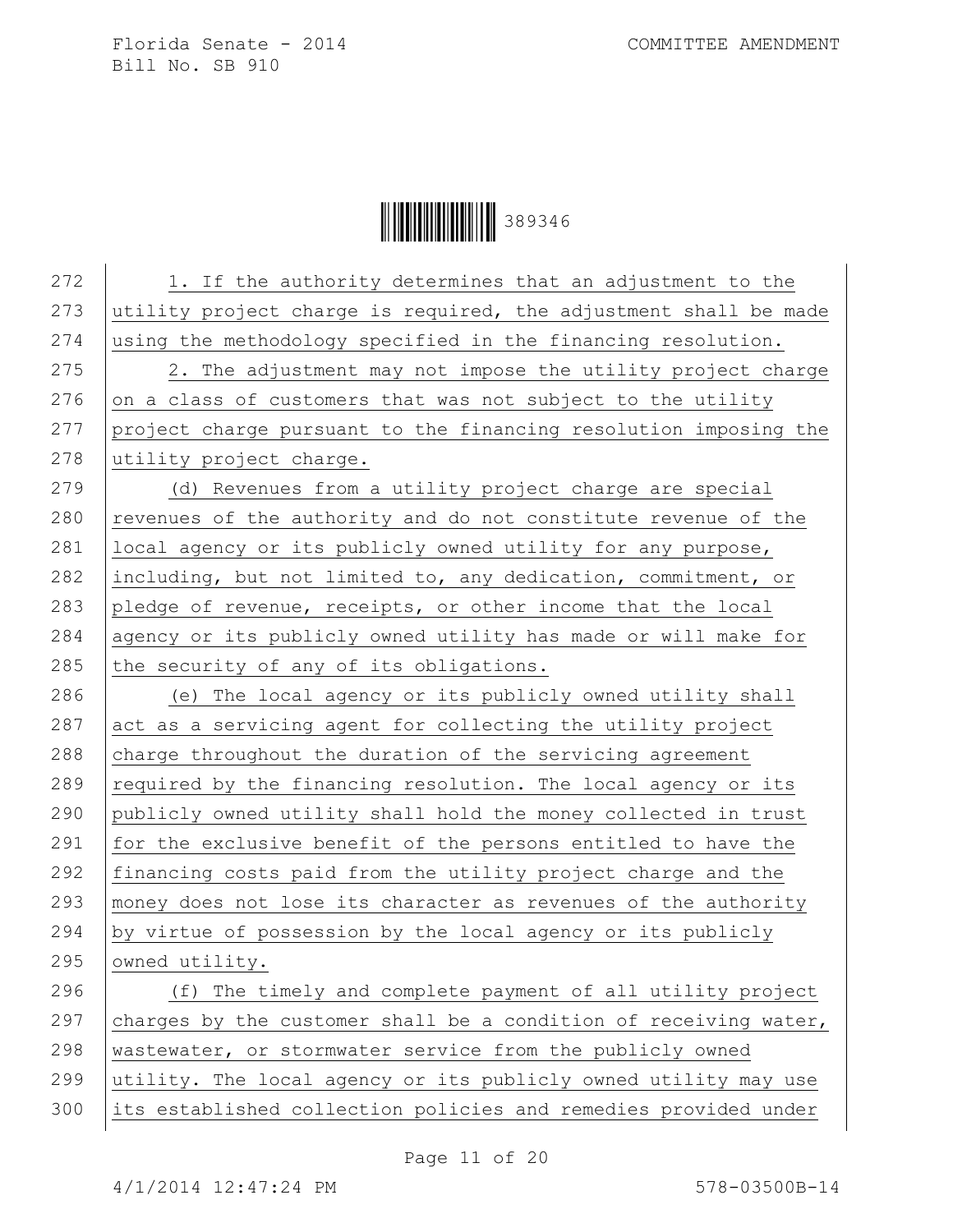1. If the authority determines that an adjustment to the utility project charge is required, the adjustment shall be made using the methodology specified in the financing resolution.

2. The adjustment may not impose the utility project charge on a class of customers that was not subject to the utility project charge pursuant to the financing resolution imposing the utility project charge.

(d) Revenues from a utility project charge are special revenues of the authority and do not constitute revenue of the local agency or its publicly owned utility for any purpose, including, but not limited to, any dedication, commitment, or pledge of revenue, receipts, or other income that the local agency or its publicly owned utility has made or will make for the security of any of its obligations.

(e) The local agency or its publicly owned utility shall act as a servicing agent for collecting the utility project charge throughout the duration of the servicing agreement required by the financing resolution. The local agency or its publicly owned utility shall hold the money collected in trust for the exclusive benefit of the persons entitled to have the financing costs paid from the utility project charge and the money does not lose its character as revenues of the authority by virtue of possession by the local agency or its publicly owned utility.

(f) The timely and complete payment of all utility project charges by the customer shall be a condition of receiving water, wastewater, or stormwater service from the publicly owned utility. The local agency or its publicly owned utility may use its established collection policies and remedies provided under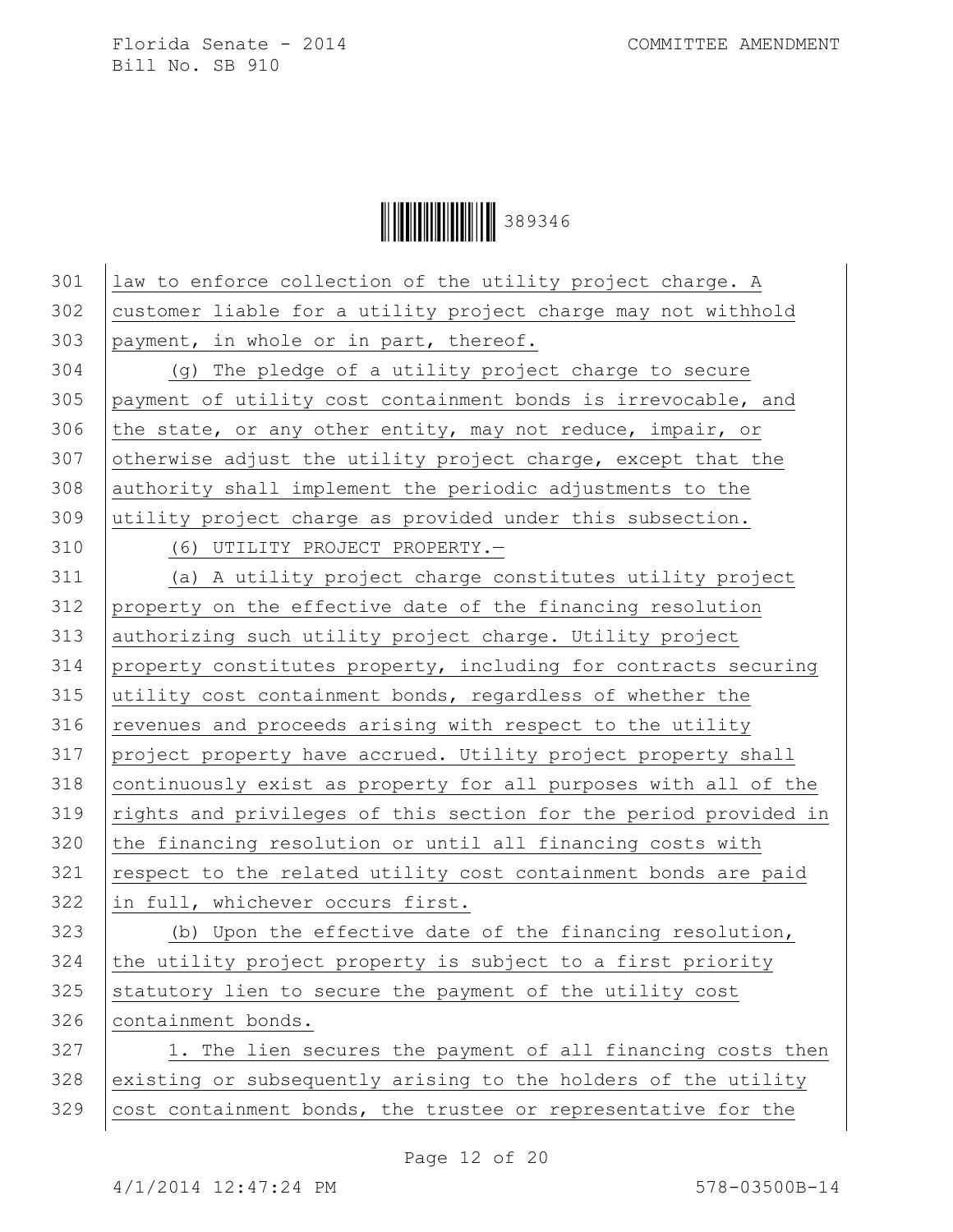law to enforce collection of the utility project charge. A customer liable for a utility project charge may not withhold payment, in whole or in part, thereof.

(g) The pledge of a utility project charge to secure payment of utility cost containment bonds is irrevocable, and the state, or any other entity, may not reduce, impair, or otherwise adjust the utility project charge, except that the authority shall implement the periodic adjustments to the utility project charge as provided under this subsection.

(6) UTILITY PROJECT PROPERTY.—

(a) A utility project charge constitutes utility project property on the effective date of the financing resolution authorizing such utility project charge. Utility project property constitutes property, including for contracts securing utility cost containment bonds, regardless of whether the revenues and proceeds arising with respect to the utility project property have accrued. Utility project property shall continuously exist as property for all purposes with all of the rights and privileges of this section for the period provided in the financing resolution or until all financing costs with respect to the related utility cost containment bonds are paid in full, whichever occurs first.

(b) Upon the effective date of the financing resolution, the utility project property is subject to a first priority statutory lien to secure the payment of the utility cost containment bonds.

1. The lien secures the payment of all financing costs then existing or subsequently arising to the holders of the utility cost containment bonds, the trustee or representative for the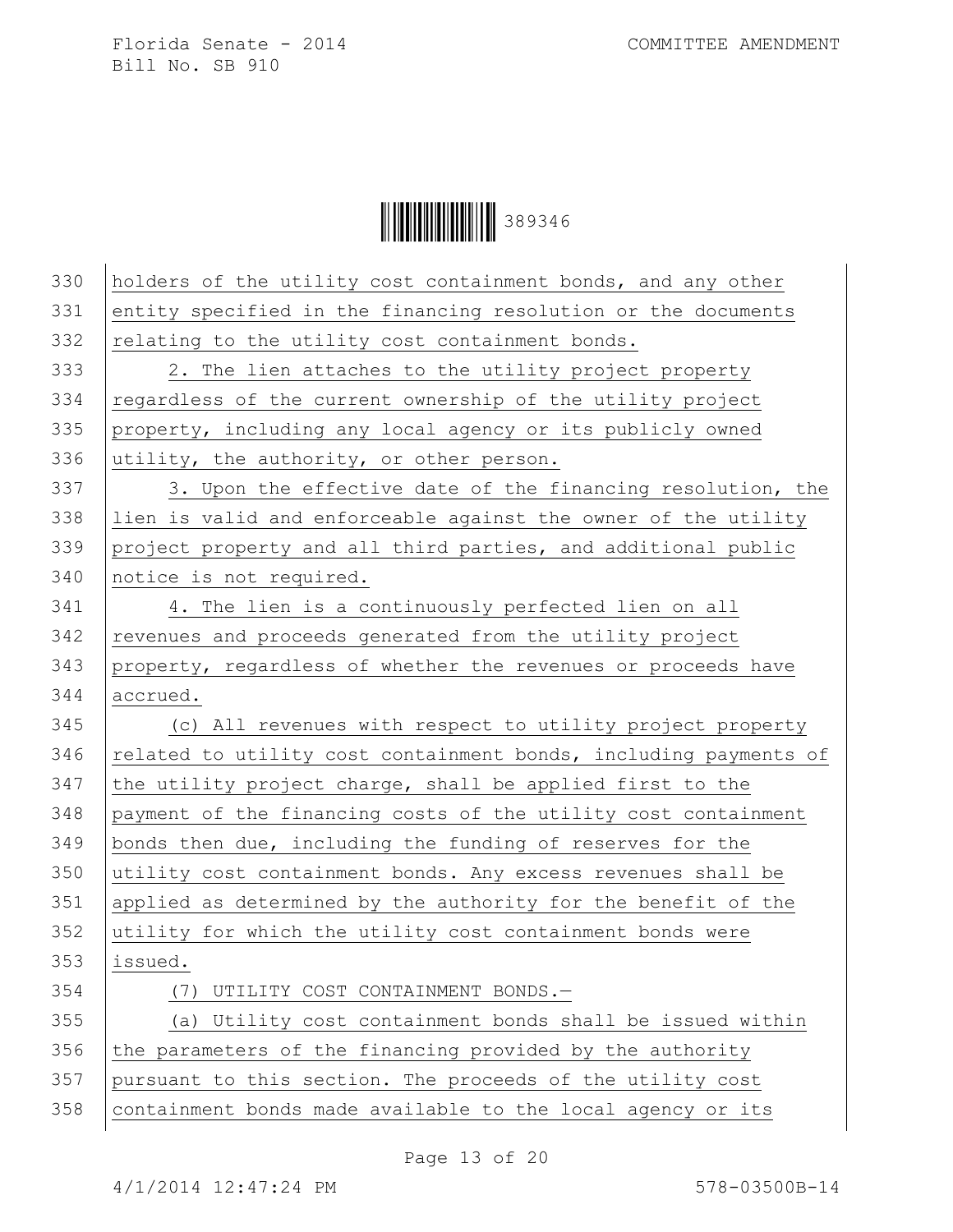holders of the utility cost containment bonds, and any other entity specified in the financing resolution or the documents relating to the utility cost containment bonds.

2. The lien attaches to the utility project property regardless of the current ownership of the utility project property, including any local agency or its publicly owned utility, the authority, or other person.

3. Upon the effective date of the financing resolution, the lien is valid and enforceable against the owner of the utility project property and all third parties, and additional public notice is not required.

4. The lien is a continuously perfected lien on all revenues and proceeds generated from the utility project property, regardless of whether the revenues or proceeds have accrued.

(c) All revenues with respect to utility project property related to utility cost containment bonds, including payments of the utility project charge, shall be applied first to the payment of the financing costs of the utility cost containment bonds then due, including the funding of reserves for the utility cost containment bonds. Any excess revenues shall be applied as determined by the authority for the benefit of the utility for which the utility cost containment bonds were issued.

(7) UTILITY COST CONTAINMENT BONDS.—

(a) Utility cost containment bonds shall be issued within the parameters of the financing provided by the authority pursuant to this section. The proceeds of the utility cost containment bonds made available to the local agency or its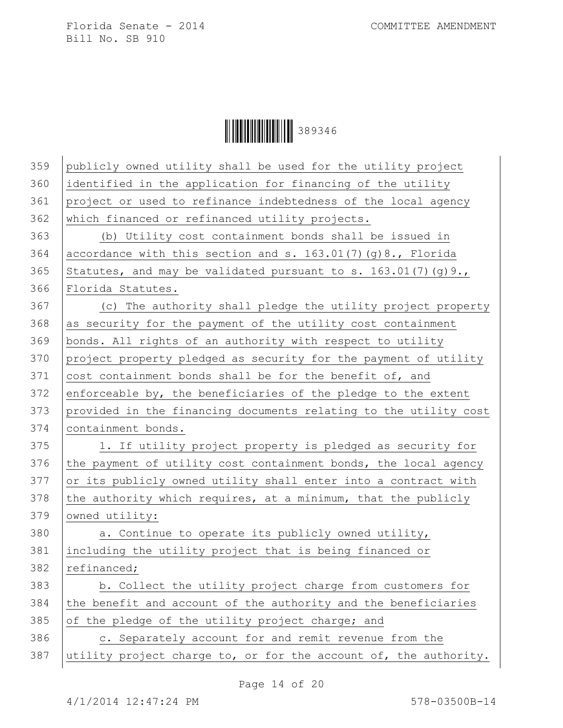publicly owned utility shall be used for the utility project identified in the application for financing of the utility project or used to refinance indebtedness of the local agency which financed or refinanced utility projects.

(b) Utility cost containment bonds shall be issued in accordance with this section and s. 163.01(7)(g)8., Florida Statutes, and may be validated pursuant to s. 163.01(7)(g)9., Florida Statutes.

(c) The authority shall pledge the utility project property as security for the payment of the utility cost containment bonds. All rights of an authority with respect to utility project property pledged as security for the payment of utility cost containment bonds shall be for the benefit of, and enforceable by, the beneficiaries of the pledge to the extent provided in the financing documents relating to the utility cost containment bonds.

1. If utility project property is pledged as security for the payment of utility cost containment bonds, the local agency or its publicly owned utility shall enter into a contract with the authority which requires, at a minimum, that the publicly owned utility:

a. Continue to operate its publicly owned utility, including the utility project that is being financed or refinanced;

b. Collect the utility project charge from customers for the benefit and account of the authority and the beneficiaries of the pledge of the utility project charge; and

c. Separately account for and remit revenue from the utility project charge to, or for the account of, the authority.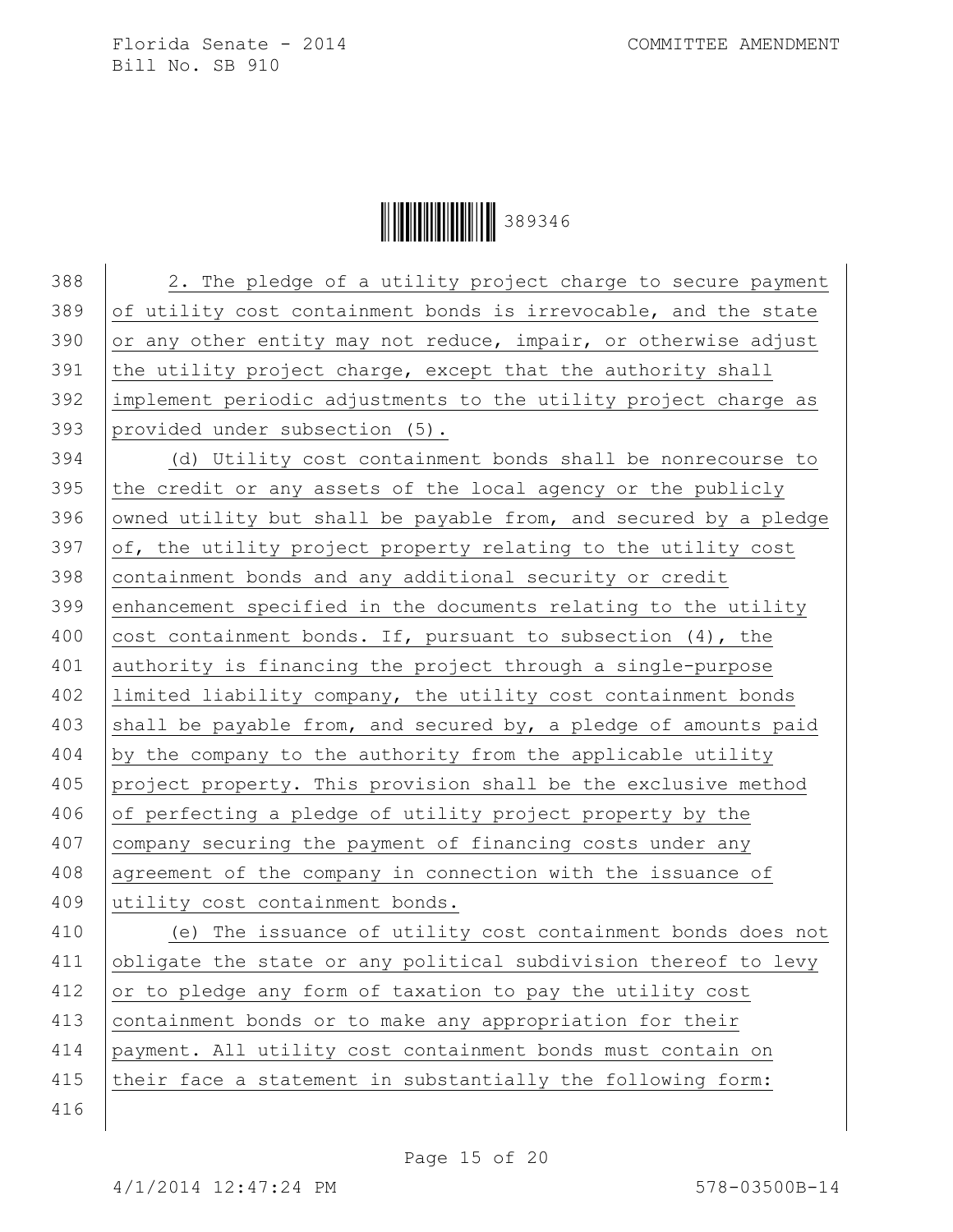2. The pledge of a utility project charge to secure payment of utility cost containment bonds is irrevocable, and the state or any other entity may not reduce, impair, or otherwise adjust the utility project charge, except that the authority shall implement periodic adjustments to the utility project charge as provided under subsection (5).

(d) Utility cost containment bonds shall be nonrecourse to the credit or any assets of the local agency or the publicly owned utility but shall be payable from, and secured by a pledge of, the utility project property relating to the utility cost containment bonds and any additional security or credit enhancement specified in the documents relating to the utility cost containment bonds. If, pursuant to subsection (4), the authority is financing the project through a single-purpose limited liability company, the utility cost containment bonds shall be payable from, and secured by, a pledge of amounts paid by the company to the authority from the applicable utility project property. This provision shall be the exclusive method of perfecting a pledge of utility project property by the company securing the payment of financing costs under any agreement of the company in connection with the issuance of utility cost containment bonds.

(e) The issuance of utility cost containment bonds does not obligate the state or any political subdivision thereof to levy or to pledge any form of taxation to pay the utility cost containment bonds or to make any appropriation for their payment. All utility cost containment bonds must contain on their face a statement in substantially the following form: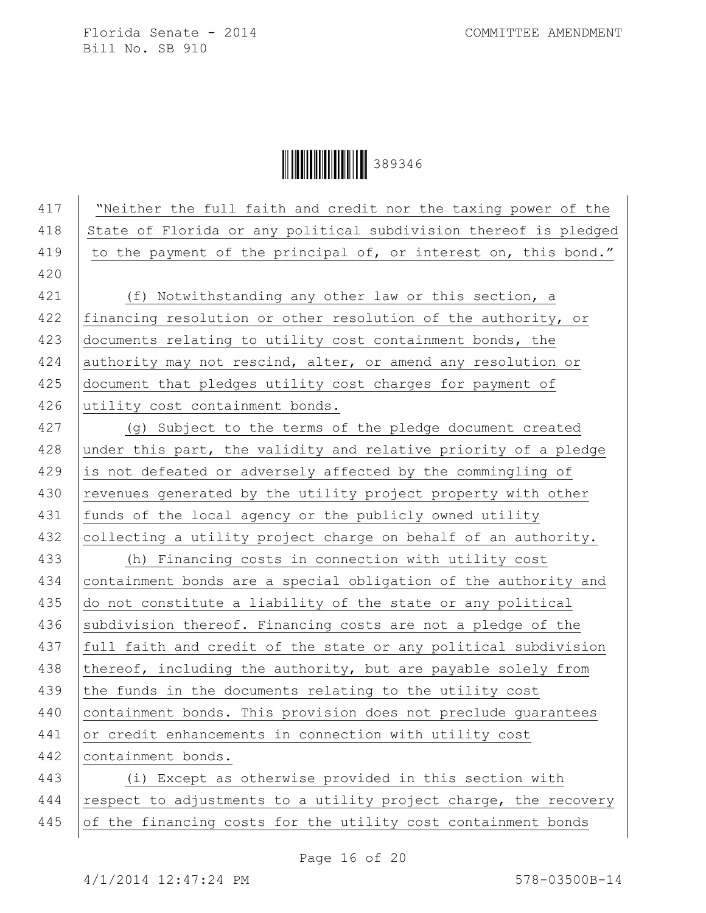"Neither the full faith and credit nor the taxing power of the State of Florida or any political subdivision thereof is pledged to the payment of the principal of, or interest on, this bond."

(f) Notwithstanding any other law or this section, a financing resolution or other resolution of the authority, or documents relating to utility cost containment bonds, the authority may not rescind, alter, or amend any resolution or document that pledges utility cost charges for payment of utility cost containment bonds.

(g) Subject to the terms of the pledge document created under this part, the validity and relative priority of a pledge is not defeated or adversely affected by the commingling of revenues generated by the utility project property with other funds of the local agency or the publicly owned utility collecting a utility project charge on behalf of an authority.

(h) Financing costs in connection with utility cost containment bonds are a special obligation of the authority and do not constitute a liability of the state or any political subdivision thereof. Financing costs are not a pledge of the full faith and credit of the state or any political subdivision thereof, including the authority, but are payable solely from the funds in the documents relating to the utility cost containment bonds. This provision does not preclude guarantees or credit enhancements in connection with utility cost containment bonds.

(i) Except as otherwise provided in this section with respect to adjustments to a utility project charge, the recovery of the financing costs for the utility cost containment bonds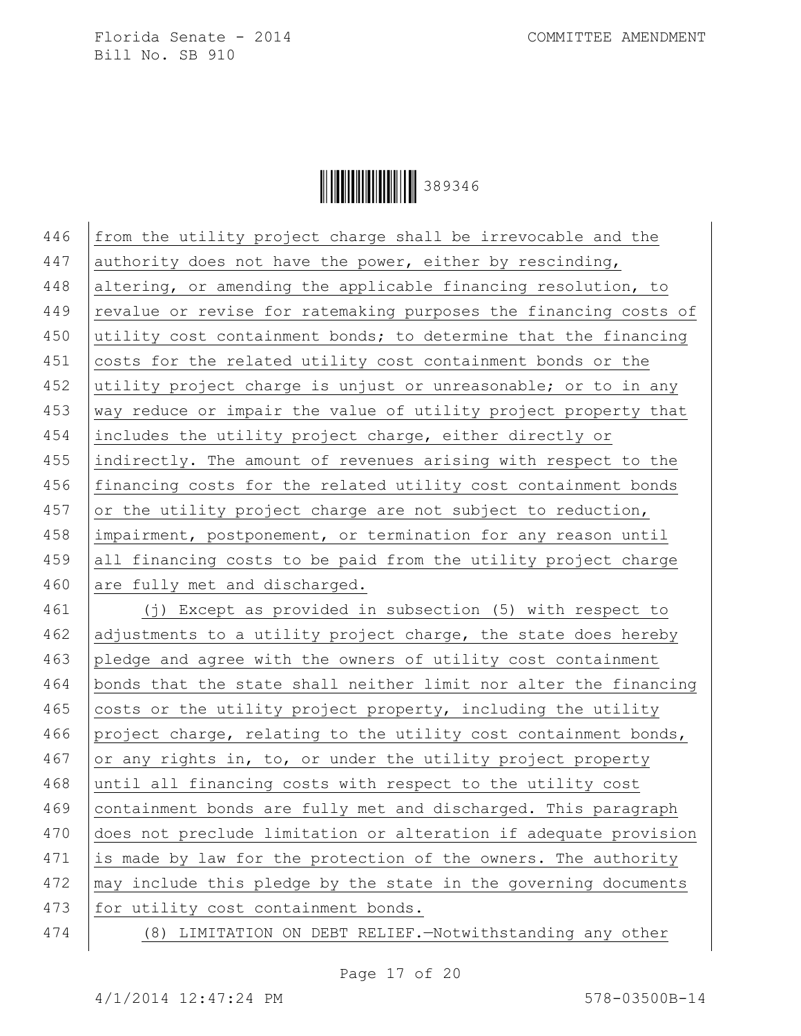from the utility project charge shall be irrevocable and the authority does not have the power, either by rescinding, altering, or amending the applicable financing resolution, to revalue or revise for ratemaking purposes the financing costs of utility cost containment bonds; to determine that the financing costs for the related utility cost containment bonds or the utility project charge is unjust or unreasonable; or to in any way reduce or impair the value of utility project property that includes the utility project charge, either directly or indirectly. The amount of revenues arising with respect to the financing costs for the related utility cost containment bonds or the utility project charge are not subject to reduction, impairment, postponement, or termination for any reason until all financing costs to be paid from the utility project charge are fully met and discharged.

(j) Except as provided in subsection (5) with respect to adjustments to a utility project charge, the state does hereby pledge and agree with the owners of utility cost containment bonds that the state shall neither limit nor alter the financing costs or the utility project property, including the utility project charge, relating to the utility cost containment bonds, or any rights in, to, or under the utility project property until all financing costs with respect to the utility cost containment bonds are fully met and discharged. This paragraph does not preclude limitation or alteration if adequate provision is made by law for the protection of the owners. The authority may include this pledge by the state in the governing documents for utility cost containment bonds.

(8) LIMITATION ON DEBT RELIEF.—Notwithstanding any other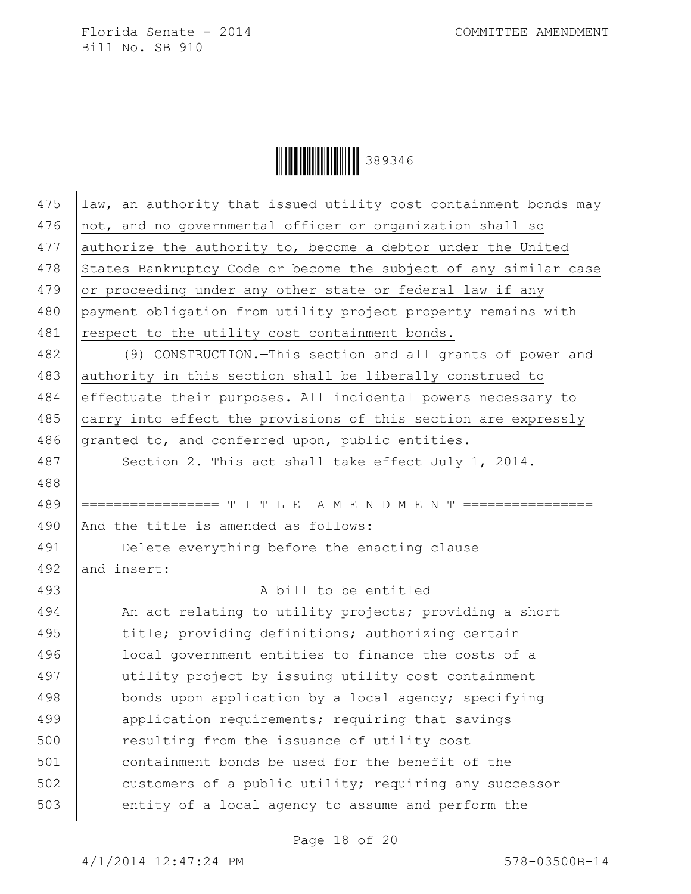law, an authority that issued utility cost containment bonds may not, and no governmental officer or organization shall so authorize the authority to, become a debtor under the United States Bankruptcy Code or become the subject of any similar case or proceeding under any other state or federal law if any payment obligation from utility project property remains with respect to the utility cost containment bonds.

(9) CONSTRUCTION.—This section and all grants of power and authority in this section shall be liberally construed to effectuate their purposes. All incidental powers necessary to carry into effect the provisions of this section are expressly granted to, and conferred upon, public entities.

Section 2. This act shall take effect July 1, 2014.

================= T I T L E A M E N D M E N T ================

And the title is amended as follows:

Delete everything before the enacting clause

and insert:

A bill to be entitled

An act relating to utility projects; providing a short title; providing definitions; authorizing certain local government entities to finance the costs of a utility project by issuing utility cost containment bonds upon application by a local agency; specifying application requirements; requiring that savings resulting from the issuance of utility cost containment bonds be used for the benefit of the customers of a public utility; requiring any successor entity of a local agency to assume and perform the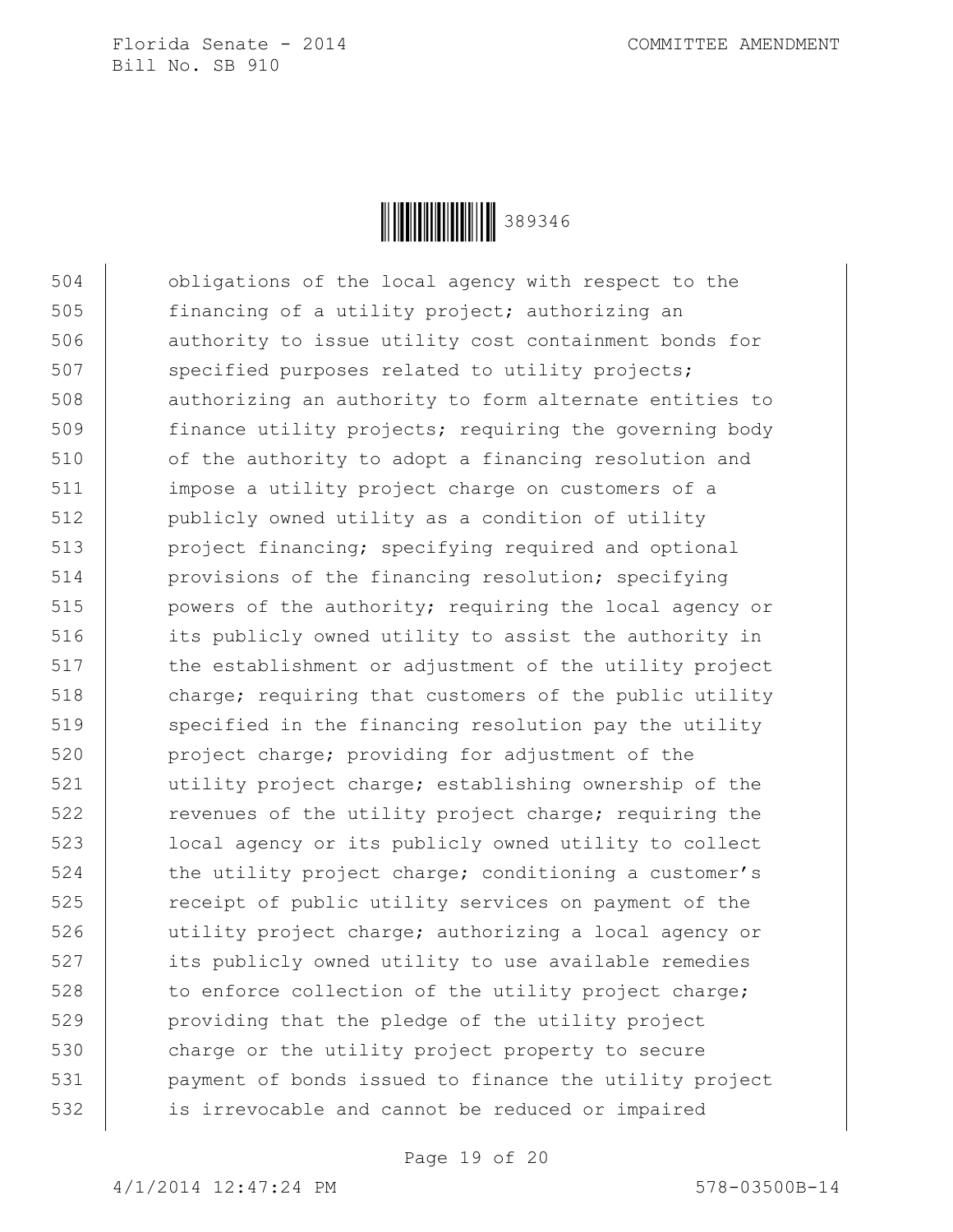504 obligations of the local agency with respect to the
505 financing of a utility project; authorizing an
506 authority to issue utility cost containment bonds for
507 specified purposes related to utility projects;
508 authorizing an authority to form alternate entities to
509 finance utility projects; requiring the governing body
510 of the authority to adopt a financing resolution and
511 impose a utility project charge on customers of a
512 publicly owned utility as a condition of utility
513 project financing; specifying required and optional
514 provisions of the financing resolution; specifying
515 powers of the authority; requiring the local agency or
516 its publicly owned utility to assist the authority in
517 the establishment or adjustment of the utility project
518 charge; requiring that customers of the public utility
519 specified in the financing resolution pay the utility
520 project charge; providing for adjustment of the
521 utility project charge; establishing ownership of the
522 revenues of the utility project charge; requiring the
523 local agency or its publicly owned utility to collect
524 the utility project charge; conditioning a customer's
525 receipt of public utility services on payment of the
526 utility project charge; authorizing a local agency or
527 its publicly owned utility to use available remedies
528 to enforce collection of the utility project charge;
529 providing that the pledge of the utility project
530 charge or the utility project property to secure
531 payment of bonds issued to finance the utility project
532 is irrevocable and cannot be reduced or impaired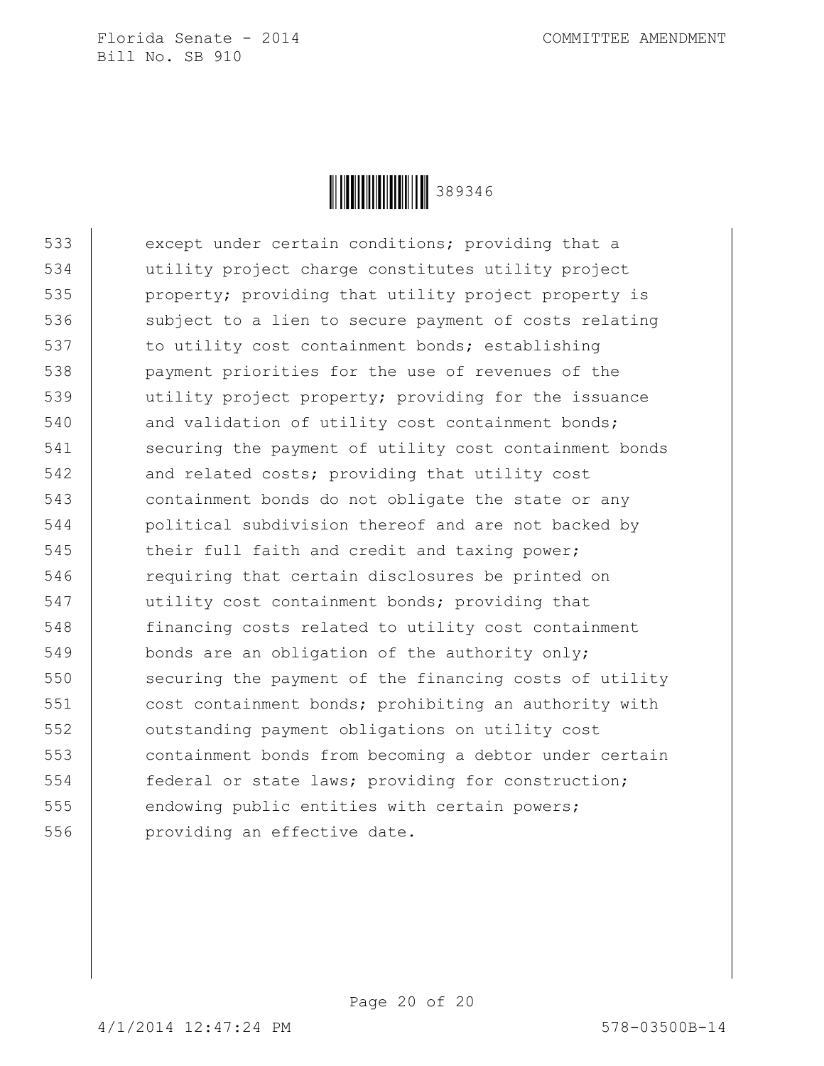533 except under certain conditions; providing that a
534 utility project charge constitutes utility project
535 property; providing that utility project property is
536 subject to a lien to secure payment of costs relating
537 to utility cost containment bonds; establishing
538 payment priorities for the use of revenues of the
539 utility project property; providing for the issuance
540 and validation of utility cost containment bonds;
541 securing the payment of utility cost containment bonds
542 and related costs; providing that utility cost
543 containment bonds do not obligate the state or any
544 political subdivision thereof and are not backed by
545 their full faith and credit and taxing power;
546 requiring that certain disclosures be printed on
547 utility cost containment bonds; providing that
548 financing costs related to utility cost containment
549 bonds are an obligation of the authority only;
550 securing the payment of the financing costs of utility
551 cost containment bonds; prohibiting an authority with
552 outstanding payment obligations on utility cost
553 containment bonds from becoming a debtor under certain
554 federal or state laws; providing for construction;
555 endowing public entities with certain powers;
556 providing an effective date.